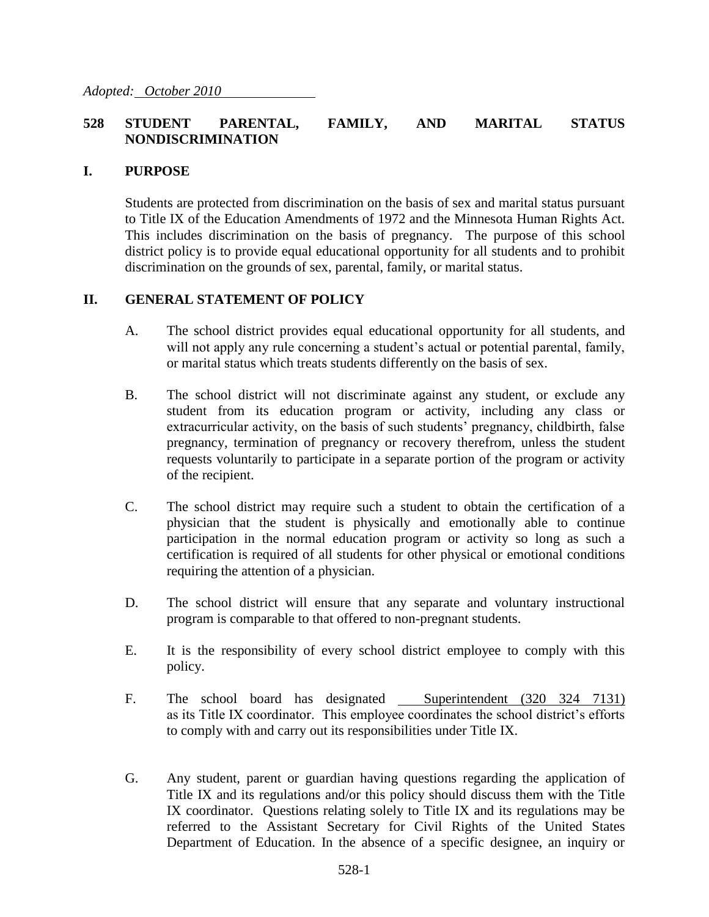*Adopted: October 2010*

# 528 STUDENT PARENTAL, FAMILY, AND MARITAL STATUS NONDISCRIMINATION

## I. PURPOSE

Students are protected from discrimination on the basis of sex and marital status pursuant to Title IX of the Education Amendments of 1972 and the Minnesota Human Rights Act. This includes discrimination on the basis of pregnancy. The purpose of this school district policy is to provide equal educational opportunity for all students and to prohibit discrimination on the grounds of sex, parental, family, or marital status.

## II. GENERAL STATEMENT OF POLICY

A. The school district provides equal educational opportunity for all students, and will not apply any rule concerning a student's actual or potential parental, family, or marital status which treats students differently on the basis of sex.

B. The school district will not discriminate against any student, or exclude any student from its education program or activity, including any class or extracurricular activity, on the basis of such students' pregnancy, childbirth, false pregnancy, termination of pregnancy or recovery therefrom, unless the student requests voluntarily to participate in a separate portion of the program or activity of the recipient.

C. The school district may require such a student to obtain the certification of a physician that the student is physically and emotionally able to continue participation in the normal education program or activity so long as such a certification is required of all students for other physical or emotional conditions requiring the attention of a physician.

D. The school district will ensure that any separate and voluntary instructional program is comparable to that offered to non-pregnant students.

E. It is the responsibility of every school district employee to comply with this policy.

F. The school board has designated Superintendent (320 324 7131) as its Title IX coordinator. This employee coordinates the school district's efforts to comply with and carry out its responsibilities under Title IX.

G. Any student, parent or guardian having questions regarding the application of Title IX and its regulations and/or this policy should discuss them with the Title IX coordinator. Questions relating solely to Title IX and its regulations may be referred to the Assistant Secretary for Civil Rights of the United States Department of Education. In the absence of a specific designee, an inquiry or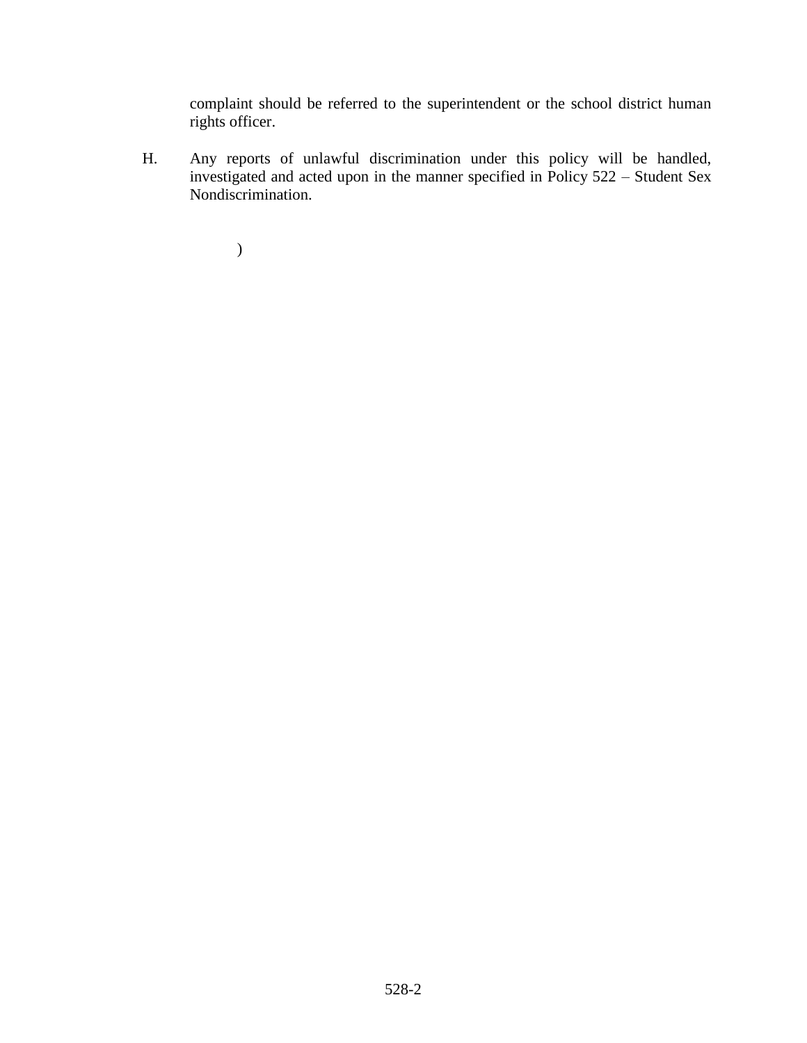complaint should be referred to the superintendent or the school district human rights officer.

H. Any reports of unlawful discrimination under this policy will be handled, investigated and acted upon in the manner specified in Policy 522 – Student Sex Nondiscrimination.

)